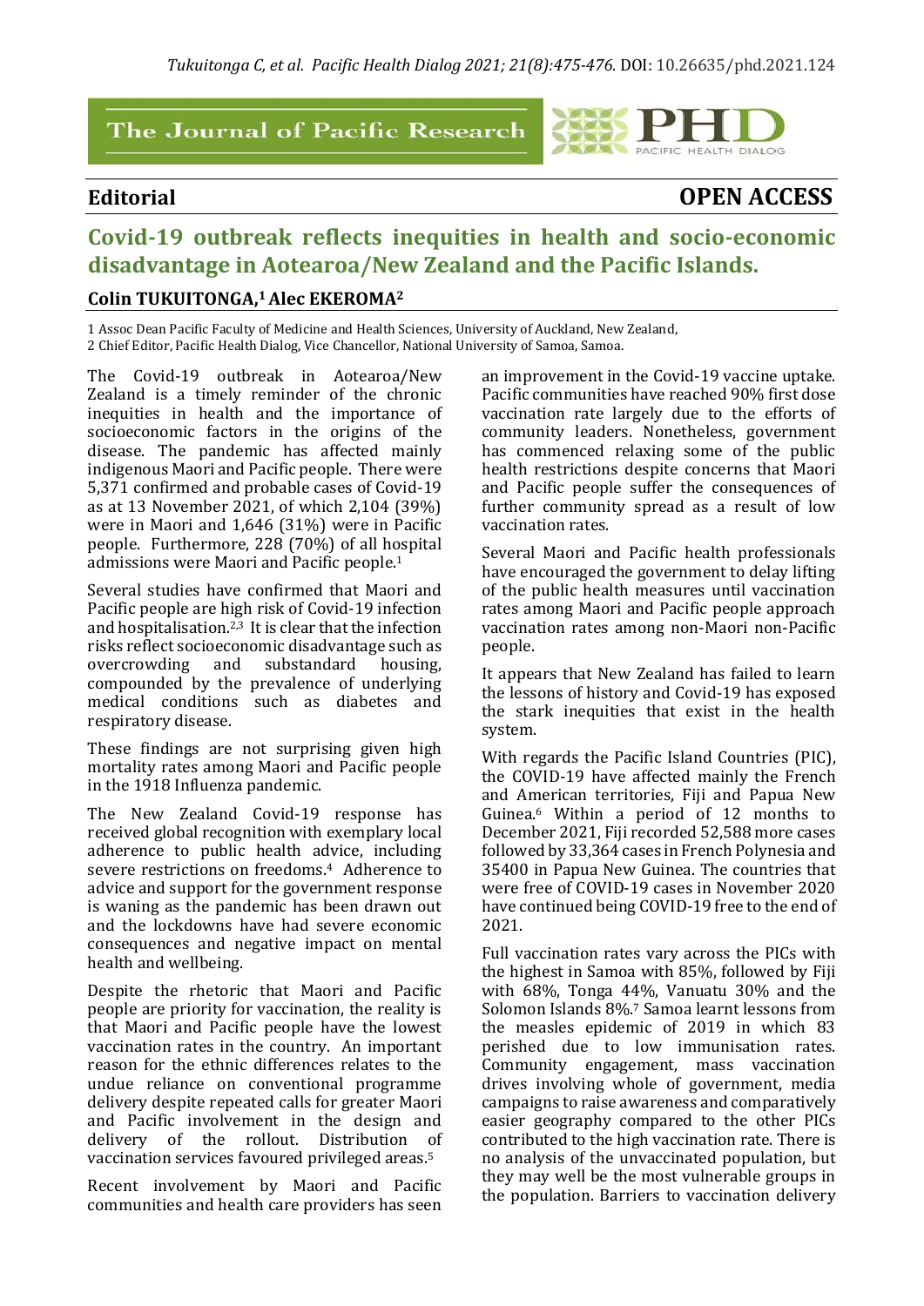Editorial

OPEN ACCESS

# Covid-19 outbreak reflects inequities in health and socio-economic disadvantage in Aotearoa/New Zealand and the Pacific Islands.

**Colin TUKUITONGA,[1] Alec EKEROMA[2]**

1 Assoc Dean Pacific Faculty of Medicine and Health Sciences, University of Auckland, New Zealand,
2 Chief Editor, Pacific Health Dialog, Vice Chancellor, National University of Samoa, Samoa.

The Covid-19 outbreak in Aotearoa/New Zealand is a timely reminder of the chronic inequities in health and the importance of socioeconomic factors in the origins of the disease. The pandemic has affected mainly indigenous Maori and Pacific people. There were 5,371 confirmed and probable cases of Covid-19 as at 13 November 2021, of which 2,104 (39%) were in Maori and 1,646 (31%) were in Pacific people. Furthermore, 228 (70%) of all hospital admissions were Maori and Pacific people.[1]

Several studies have confirmed that Maori and Pacific people are high risk of Covid-19 infection and hospitalisation.[2,3] It is clear that the infection risks reflect socioeconomic disadvantage such as overcrowding and substandard housing, compounded by the prevalence of underlying medical conditions such as diabetes and respiratory disease.

These findings are not surprising given high mortality rates among Maori and Pacific people in the 1918 Influenza pandemic.

The New Zealand Covid-19 response has received global recognition with exemplary local adherence to public health advice, including severe restrictions on freedoms.[4] Adherence to advice and support for the government response is waning as the pandemic has been drawn out and the lockdowns have had severe economic consequences and negative impact on mental health and wellbeing.

Despite the rhetoric that Maori and Pacific people are priority for vaccination, the reality is that Maori and Pacific people have the lowest vaccination rates in the country. An important reason for the ethnic differences relates to the undue reliance on conventional programme delivery despite repeated calls for greater Maori and Pacific involvement in the design and delivery of the rollout. Distribution of vaccination services favoured privileged areas.[5]

Recent involvement by Maori and Pacific communities and health care providers has seen an improvement in the Covid-19 vaccine uptake. Pacific communities have reached 90% first dose vaccination rate largely due to the efforts of community leaders. Nonetheless, government has commenced relaxing some of the public health restrictions despite concerns that Maori and Pacific people suffer the consequences of further community spread as a result of low vaccination rates.

Several Maori and Pacific health professionals have encouraged the government to delay lifting of the public health measures until vaccination rates among Maori and Pacific people approach vaccination rates among non-Maori non-Pacific people.

It appears that New Zealand has failed to learn the lessons of history and Covid-19 has exposed the stark inequities that exist in the health system.

With regards the Pacific Island Countries (PIC), the COVID-19 have affected mainly the French and American territories, Fiji and Papua New Guinea.[6] Within a period of 12 months to December 2021, Fiji recorded 52,588 more cases followed by 33,364 cases in French Polynesia and 35400 in Papua New Guinea. The countries that were free of COVID-19 cases in November 2020 have continued being COVID-19 free to the end of 2021.

Full vaccination rates vary across the PICs with the highest in Samoa with 85%, followed by Fiji with 68%, Tonga 44%, Vanuatu 30% and the Solomon Islands 8%.[7] Samoa learnt lessons from the measles epidemic of 2019 in which 83 perished due to low immunisation rates. Community engagement, mass vaccination drives involving whole of government, media campaigns to raise awareness and comparatively easier geography compared to the other PICs contributed to the high vaccination rate. There is no analysis of the unvaccinated population, but they may well be the most vulnerable groups in the population. Barriers to vaccination delivery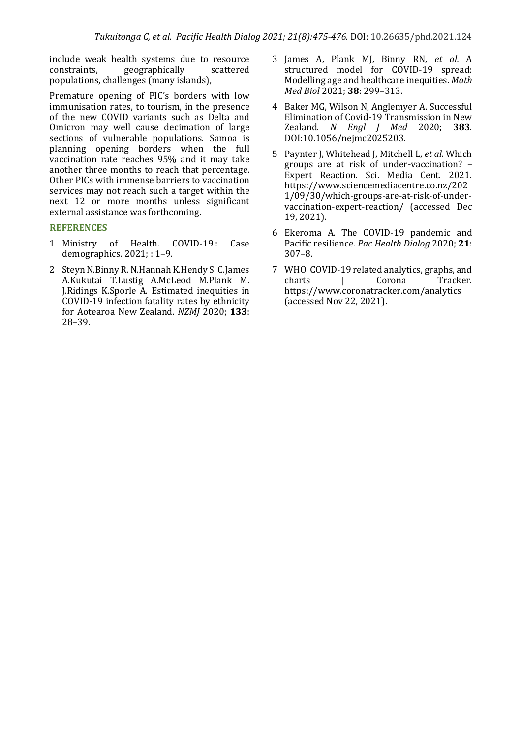include weak health systems due to resource constraints, geographically scattered populations, challenges (many islands),

Premature opening of PIC's borders with low immunisation rates, to tourism, in the presence of the new COVID variants such as Delta and Omicron may well cause decimation of large sections of vulnerable populations. Samoa is planning opening borders when the full vaccination rate reaches 95% and it may take another three months to reach that percentage. Other PICs with immense barriers to vaccination services may not reach such a target within the next 12 or more months unless significant external assistance was forthcoming.

## REFERENCES

1 Ministry of Health. COVID-19 : Case demographics. 2021; : 1–9.

2 Steyn N.Binny R. N.Hannah K.Hendy S. C.James A.Kukutai T.Lustig A.McLeod M.Plank M. J.Ridings K.Sporle A. Estimated inequities in COVID-19 infection fatality rates by ethnicity for Aotearoa New Zealand. *NZMJ* 2020; **133**: 28–39.

3 James A, Plank MJ, Binny RN, *et al.* A structured model for COVID-19 spread: Modelling age and healthcare inequities. *Math Med Biol* 2021; **38**: 299–313.

4 Baker MG, Wilson N, Anglemyer A. Successful Elimination of Covid-19 Transmission in New Zealand. *N Engl J Med* 2020; **383**. DOI:10.1056/nejmc2025203.

5 Paynter J, Whitehead J, Mitchell L, *et al.* Which groups are at risk of under-vaccination? – Expert Reaction. Sci. Media Cent. 2021. https://www.sciencemediacentre.co.nz/2021/09/30/which-groups-are-at-risk-of-under-vaccination-expert-reaction/ (accessed Dec 19, 2021).

6 Ekeroma A. The COVID-19 pandemic and Pacific resilience. *Pac Health Dialog* 2020; **21**: 307–8.

7 WHO. COVID-19 related analytics, graphs, and charts | Corona Tracker. https://www.coronatracker.com/analytics (accessed Nov 22, 2021).